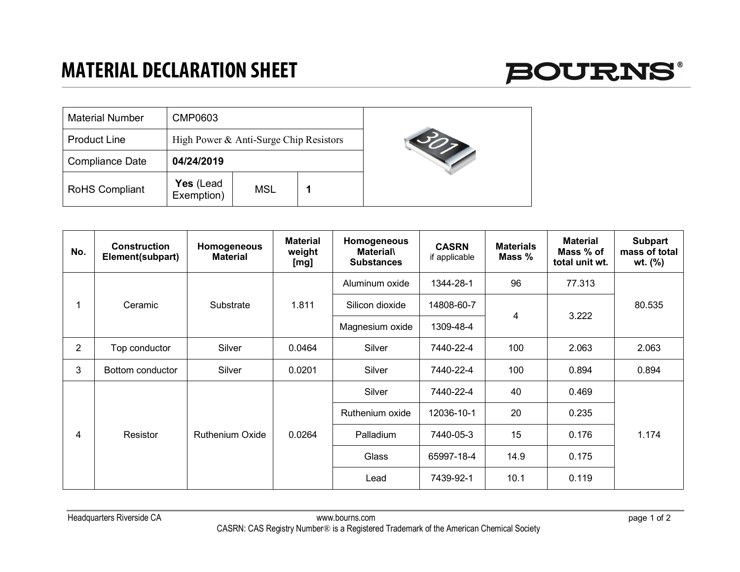# MATERIAL DECLARATION SHEET

BOURNS®

| Material Number | CMP0603 | | |
|---|---|---|---|
| Product Line | High Power & Anti-Surge Chip Resistors | | |
| Compliance Date | **04/24/2019** | | |
| RoHS Compliant | **Yes** (Lead Exemption) | MSL | **1** |

| No. | Construction Element(subpart) | Homogeneous Material | Material weight [mg] | Homogeneous Material\ Substances | CASRN if applicable | Materials Mass % | Material Mass % of total unit wt. | Subpart mass of total wt. (%) |
|---|---|---|---|---|---|---|---|---|
| 1 | Ceramic | Substrate | 1.811 | Aluminum oxide | 1344-28-1 | 96 | 77.313 | 80.535 |
| | | | | Silicon dioxide | 14808-60-7 | 4 | 3.222 | |
| | | | | Magnesium oxide | 1309-48-4 | | | |
| 2 | Top conductor | Silver | 0.0464 | Silver | 7440-22-4 | 100 | 2.063 | 2.063 |
| 3 | Bottom conductor | Silver | 0.0201 | Silver | 7440-22-4 | 100 | 0.894 | 0.894 |
| 4 | Resistor | Ruthenium Oxide | 0.0264 | Silver | 7440-22-4 | 40 | 0.469 | 1.174 |
| | | | | Ruthenium oxide | 12036-10-1 | 20 | 0.235 | |
| | | | | Palladium | 7440-05-3 | 15 | 0.176 | |
| | | | | Glass | 65997-18-4 | 14.9 | 0.175 | |
| | | | | Lead | 7439-92-1 | 10.1 | 0.119 | |

Headquarters Riverside CA www.bourns.com

CASRN: CAS Registry Number® is a Registered Trademark of the American Chemical Society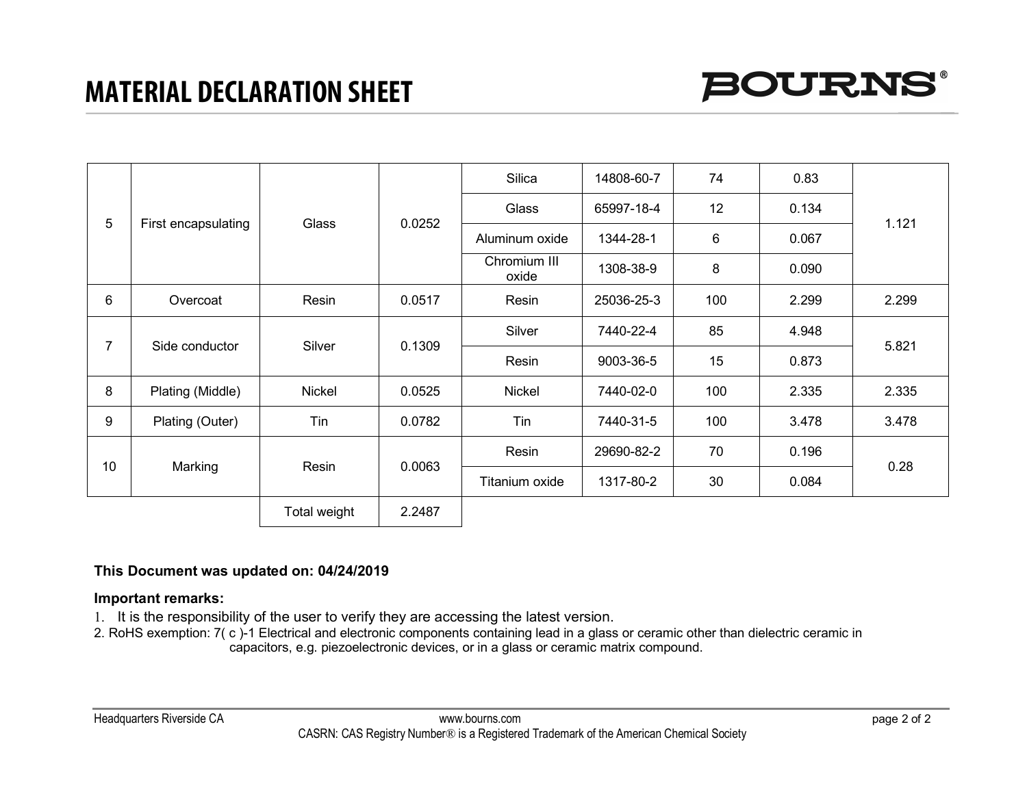# MATERIAL DECLARATION SHEET

| | | | | | | | | |
|---|---|---|---|---|---|---|---|---|
| 5 | First encapsulating | Glass | 0.0252 | Silica | 14808-60-7 | 74 | 0.83 | 1.121 |
| | | | | Glass | 65997-18-4 | 12 | 0.134 | |
| | | | | Aluminum oxide | 1344-28-1 | 6 | 0.067 | |
| | | | | Chromium III oxide | 1308-38-9 | 8 | 0.090 | |
| 6 | Overcoat | Resin | 0.0517 | Resin | 25036-25-3 | 100 | 2.299 | 2.299 |
| 7 | Side conductor | Silver | 0.1309 | Silver | 7440-22-4 | 85 | 4.948 | 5.821 |
| | | | | Resin | 9003-36-5 | 15 | 0.873 | |
| 8 | Plating (Middle) | Nickel | 0.0525 | Nickel | 7440-02-0 | 100 | 2.335 | 2.335 |
| 9 | Plating (Outer) | Tin | 0.0782 | Tin | 7440-31-5 | 100 | 3.478 | 3.478 |
| 10 | Marking | Resin | 0.0063 | Resin | 29690-82-2 | 70 | 0.196 | 0.28 |
| | | | | Titanium oxide | 1317-80-2 | 30 | 0.084 | |
| | | Total weight | 2.2487 | | | | | |

**This Document was updated on: 04/24/2019**

**Important remarks:**

1. It is the responsibility of the user to verify they are accessing the latest version.
2. RoHS exemption: 7( c )-1 Electrical and electronic components containing lead in a glass or ceramic other than dielectric ceramic in capacitors, e.g. piezoelectronic devices, or in a glass or ceramic matrix compound.

Headquarters Riverside CA www.bourns.com

CASRN: CAS Registry Number® is a Registered Trademark of the American Chemical Society